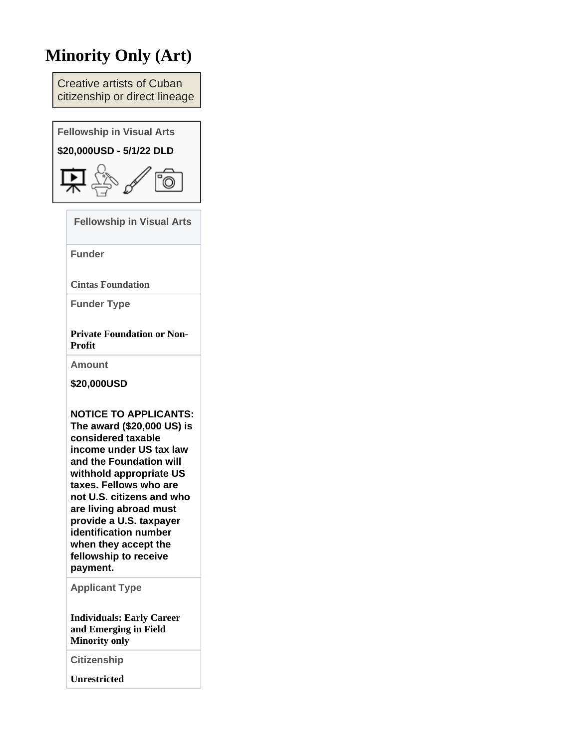# Minority Only (Art)

Creative artists of Cuban citizenship or direct lineage

**Fellowship in Visual Arts**

**$20,000USD - 5/1/22 DLD**

| Fellowship in Visual Arts |
|---|
| **Funder**<br><br>**Cintas Foundation** |
| **Funder Type**<br><br>**Private Foundation or Non-Profit** |
| **Amount**<br><br>**$20,000USD**<br><br>**NOTICE TO APPLICANTS: The award ($20,000 US) is considered taxable income under US tax law and the Foundation will withhold appropriate US taxes. Fellows who are not U.S. citizens and who are living abroad must provide a U.S. taxpayer identification number when they accept the fellowship to receive payment.** |
| **Applicant Type**<br><br>**Individuals: Early Career and Emerging in Field Minority only** |
| **Citizenship**<br><br>**Unrestricted** |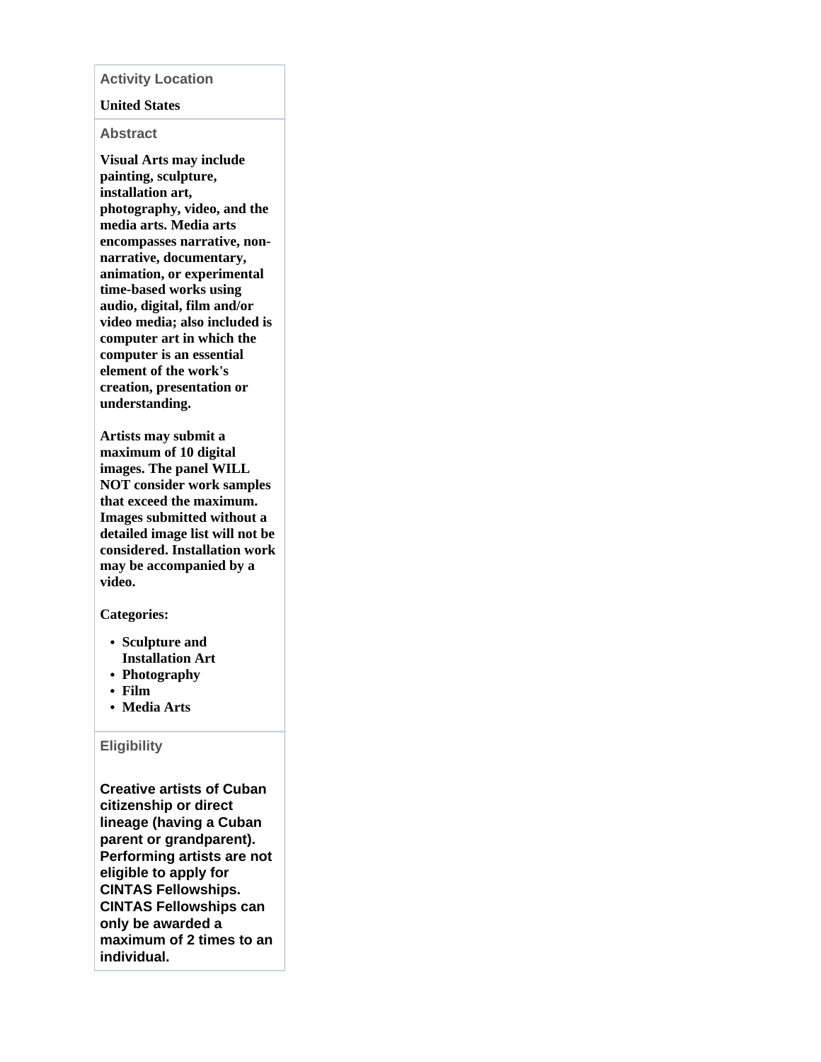### Activity Location

**United States**

### Abstract

**Visual Arts may include painting, sculpture, installation art, photography, video, and the media arts. Media arts encompasses narrative, non-narrative, documentary, animation, or experimental time-based works using audio, digital, film and/or video media; also included is computer art in which the computer is an essential element of the work's creation, presentation or understanding.**

**Artists may submit a maximum of 10 digital images. The panel WILL NOT consider work samples that exceed the maximum. Images submitted without a detailed image list will not be considered. Installation work may be accompanied by a video.**

**Categories:**

- **Sculpture and Installation Art**
- **Photography**
- **Film**
- **Media Arts**

### Eligibility

**Creative artists of Cuban citizenship or direct lineage (having a Cuban parent or grandparent). Performing artists are not eligible to apply for CINTAS Fellowships. CINTAS Fellowships can only be awarded a maximum of 2 times to an individual.**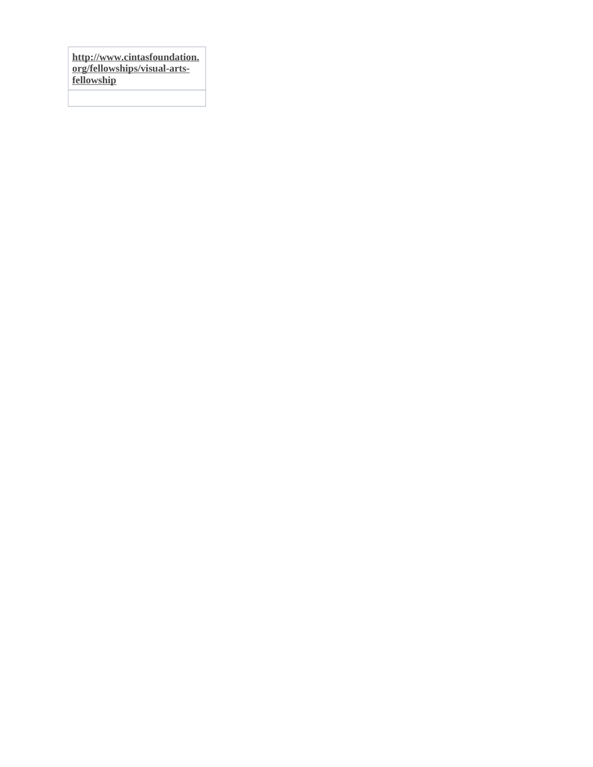| |
|---|
| **[http://www.cintasfoundation.org/fellowships/visual-arts-fellowship](http://www.cintasfoundation.org/fellowships/visual-arts-fellowship)** |
| |